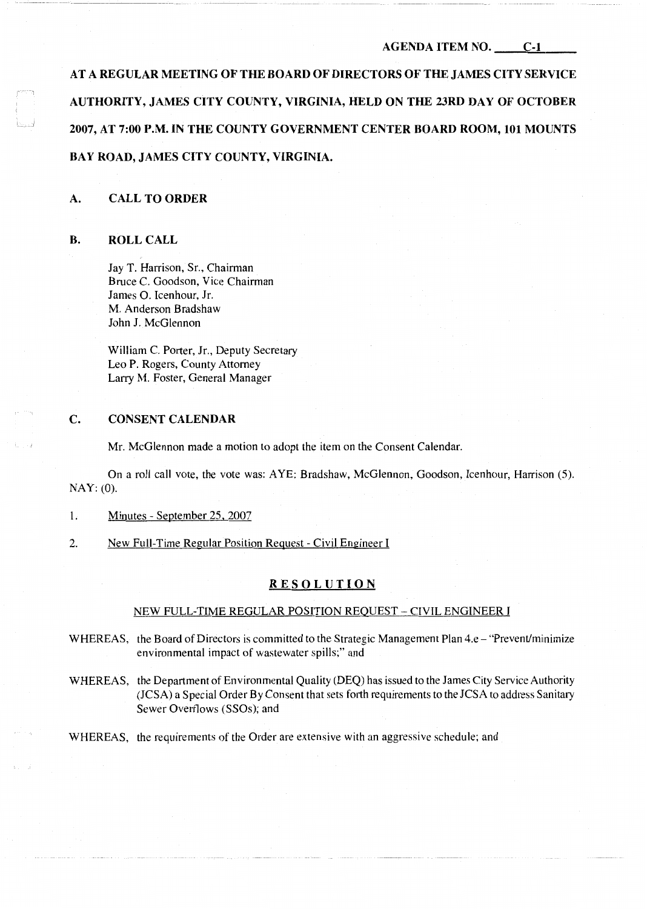AGENDA ITEM NO. C-1

**AT A REGULAR MEETING OF THE BOARD OF DIRECTORS OF THE JAMES CITY SERVICE AUTHORITY, JAMES CITY COUNTY, VIRGINIA, HELD ON THE 23RD DAY OF OCTOBER 2007, AT 7:00 P.M. IN THE COUNTY GOVERNMENT CENTER BOARD ROOM, 101 MOUNTS BAY ROAD, JAMES CITY COUNTY, VIRGINIA.**

## A. CALL TO ORDER

## B. ROLL CALL

Jay T. Harrison, Sr., Chairman
Bruce C. Goodson, Vice Chairman
James O. Icenhour, Jr.
M. Anderson Bradshaw
John J. McGlennon

William C. Porter, Jr., Deputy Secretary
Leo P. Rogers, County Attorney
Larry M. Foster, General Manager

## C. CONSENT CALENDAR

Mr. McGlennon made a motion to adopt the item on the Consent Calendar.

On a roll call vote, the vote was: AYE: Bradshaw, McGlennon, Goodson, Icenhour, Harrison (5). NAY: (0).

1. Minutes - September 25, 2007

2. New Full-Time Regular Position Request - Civil Engineer I

### RESOLUTION

NEW FULL-TIME REGULAR POSITION REQUEST – CIVIL ENGINEER I

WHEREAS, the Board of Directors is committed to the Strategic Management Plan 4.e – "Prevent/minimize environmental impact of wastewater spills;" and

WHEREAS, the Department of Environmental Quality (DEQ) has issued to the James City Service Authority (JCSA) a Special Order By Consent that sets forth requirements to the JCSA to address Sanitary Sewer Overflows (SSOs); and

WHEREAS, the requirements of the Order are extensive with an aggressive schedule; and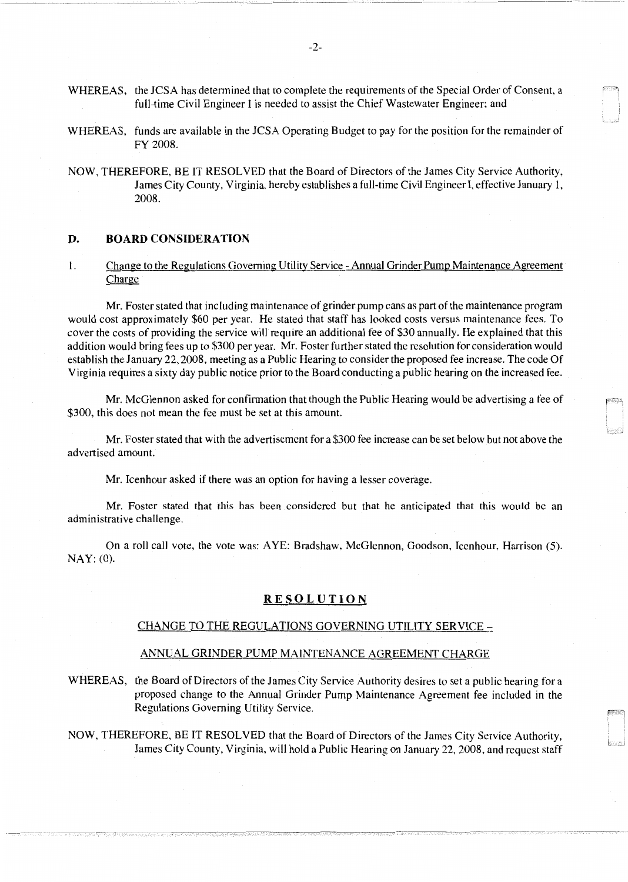WHEREAS, the JCSA has determined that to complete the requirements of the Special Order of Consent, a full-time Civil Engineer I is needed to assist the Chief Wastewater Engineer; and

WHEREAS, funds are available in the JCSA Operating Budget to pay for the position for the remainder of FY 2008.

NOW, THEREFORE, BE IT RESOLVED that the Board of Directors of the James City Service Authority, James City County, Virginia, hereby establishes a full-time Civil Engineer I, effective January 1, 2008.

## D. BOARD CONSIDERATION

1. Change to the Regulations Governing Utility Service - Annual Grinder Pump Maintenance Agreement Charge

Mr. Foster stated that including maintenance of grinder pump cans as part of the maintenance program would cost approximately $60 per year. He stated that staff has looked costs versus maintenance fees. To cover the costs of providing the service will require an additional fee of $30 annually. He explained that this addition would bring fees up to $300 per year. Mr. Foster further stated the resolution for consideration would establish the January 22, 2008, meeting as a Public Hearing to consider the proposed fee increase. The code Of Virginia requires a sixty day public notice prior to the Board conducting a public hearing on the increased fee.

Mr. McGlennon asked for confirmation that though the Public Hearing would be advertising a fee of $300, this does not mean the fee must be set at this amount.

Mr. Foster stated that with the advertisement for a $300 fee increase can be set below but not above the advertised amount.

Mr. Icenhour asked if there was an option for having a lesser coverage.

Mr. Foster stated that this has been considered but that he anticipated that this would be an administrative challenge.

On a roll call vote, the vote was: AYE: Bradshaw, McGlennon, Goodson, Icenhour, Harrison (5). NAY: (0).

### RESOLUTION

CHANGE TO THE REGULATIONS GOVERNING UTILITY SERVICE –

ANNUAL GRINDER PUMP MAINTENANCE AGREEMENT CHARGE

WHEREAS, the Board of Directors of the James City Service Authority desires to set a public hearing for a proposed change to the Annual Grinder Pump Maintenance Agreement fee included in the Regulations Governing Utility Service.

NOW, THEREFORE, BE IT RESOLVED that the Board of Directors of the James City Service Authority, James City County, Virginia, will hold a Public Hearing on January 22, 2008, and request staff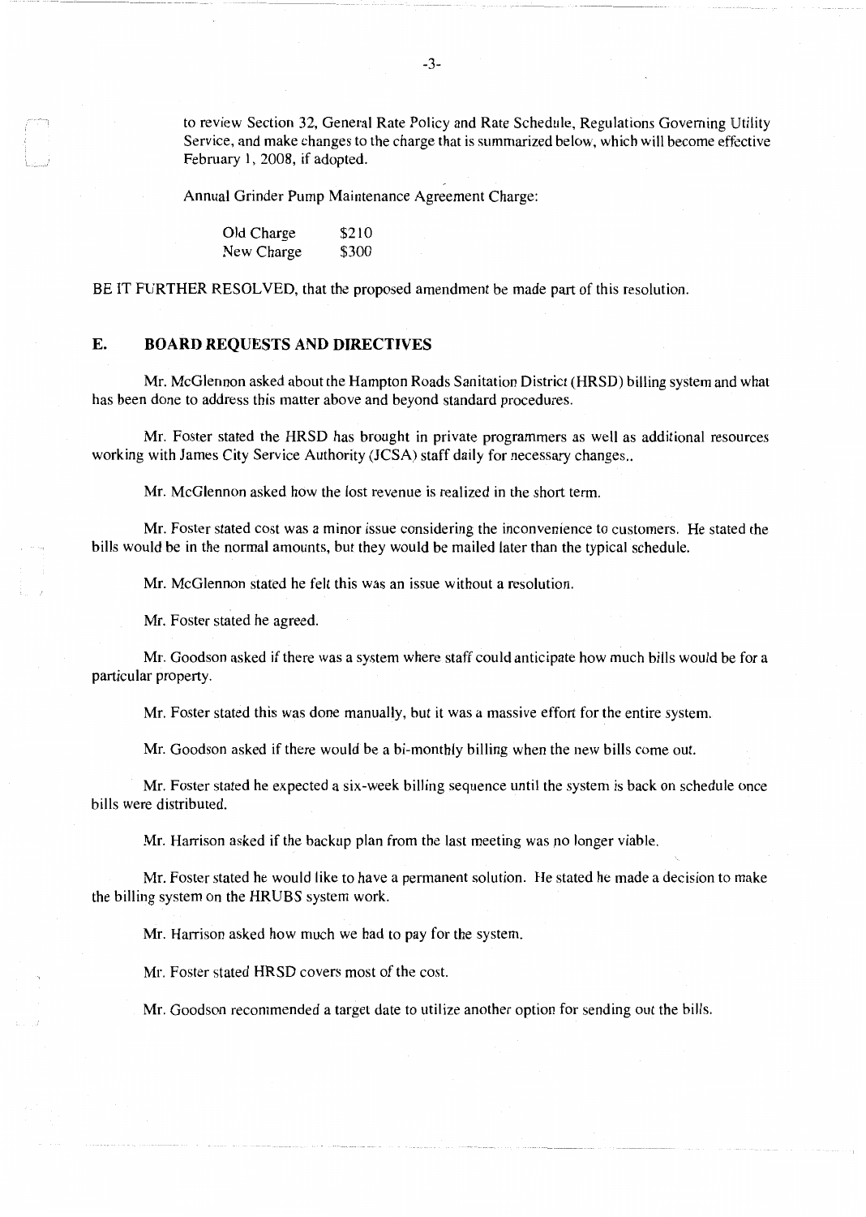to review Section 32, General Rate Policy and Rate Schedule, Regulations Governing Utility Service, and make changes to the charge that is summarized below, which will become effective February 1, 2008, if adopted.

Annual Grinder Pump Maintenance Agreement Charge:

| | |
|---|---|
| Old Charge | $210 |
| New Charge | $300 |

BE IT FURTHER RESOLVED, that the proposed amendment be made part of this resolution.

## E. BOARD REQUESTS AND DIRECTIVES

Mr. McGlennon asked about the Hampton Roads Sanitation District (HRSD) billing system and what has been done to address this matter above and beyond standard procedures.

Mr. Foster stated the HRSD has brought in private programmers as well as additional resources working with James City Service Authority (JCSA) staff daily for necessary changes..

Mr. McGlennon asked how the lost revenue is realized in the short term.

Mr. Foster stated cost was a minor issue considering the inconvenience to customers. He stated the bills would be in the normal amounts, but they would be mailed later than the typical schedule.

Mr. McGlennon stated he felt this was an issue without a resolution.

Mr. Foster stated he agreed.

Mr. Goodson asked if there was a system where staff could anticipate how much bills would be for a particular property.

Mr. Foster stated this was done manually, but it was a massive effort for the entire system.

Mr. Goodson asked if there would be a bi-monthly billing when the new bills come out.

Mr. Foster stated he expected a six-week billing sequence until the system is back on schedule once bills were distributed.

Mr. Harrison asked if the backup plan from the last meeting was no longer viable.

Mr. Foster stated he would like to have a permanent solution. He stated he made a decision to make the billing system on the HRUBS system work.

Mr. Harrison asked how much we had to pay for the system.

Mr. Foster stated HRSD covers most of the cost.

Mr. Goodson recommended a target date to utilize another option for sending out the bills.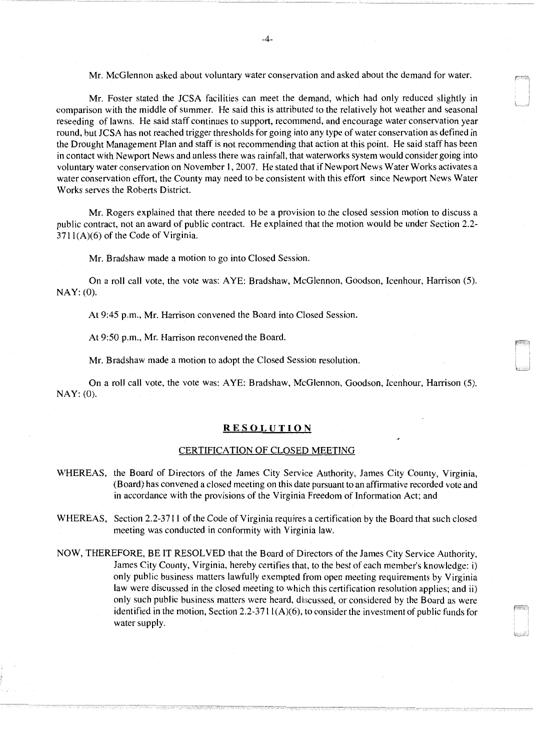Mr. McGlennon asked about voluntary water conservation and asked about the demand for water.

Mr. Foster stated the JCSA facilities can meet the demand, which had only reduced slightly in comparison with the middle of summer. He said this is attributed to the relatively hot weather and seasonal reseeding of lawns. He said staff continues to support, recommend, and encourage water conservation year round, but JCSA has not reached trigger thresholds for going into any type of water conservation as defined in the Drought Management Plan and staff is not recommending that action at this point. He said staff has been in contact with Newport News and unless there was rainfall, that waterworks system would consider going into voluntary water conservation on November 1, 2007. He stated that if Newport News Water Works activates a water conservation effort, the County may need to be consistent with this effort since Newport News Water Works serves the Roberts District.

Mr. Rogers explained that there needed to be a provision to the closed session motion to discuss a public contract, not an award of public contract. He explained that the motion would be under Section 2.2-3711(A)(6) of the Code of Virginia.

Mr. Bradshaw made a motion to go into Closed Session.

On a roll call vote, the vote was: AYE: Bradshaw, McGlennon, Goodson, Icenhour, Harrison (5). NAY: (0).

At 9:45 p.m., Mr. Harrison convened the Board into Closed Session.

At 9:50 p.m., Mr. Harrison reconvened the Board.

Mr. Bradshaw made a motion to adopt the Closed Session resolution.

On a roll call vote, the vote was: AYE: Bradshaw, McGlennon, Goodson, Icenhour, Harrison (5). NAY: (0).

## RESOLUTION

### CERTIFICATION OF CLOSED MEETING

WHEREAS, the Board of Directors of the James City Service Authority, James City County, Virginia, (Board) has convened a closed meeting on this date pursuant to an affirmative recorded vote and in accordance with the provisions of the Virginia Freedom of Information Act; and

WHEREAS, Section 2.2-3711 of the Code of Virginia requires a certification by the Board that such closed meeting was conducted in conformity with Virginia law.

NOW, THEREFORE, BE IT RESOLVED that the Board of Directors of the James City Service Authority, James City County, Virginia, hereby certifies that, to the best of each member's knowledge: i) only public business matters lawfully exempted from open meeting requirements by Virginia law were discussed in the closed meeting to which this certification resolution applies; and ii) only such public business matters were heard, discussed, or considered by the Board as were identified in the motion, Section 2.2-3711(A)(6), to consider the investment of public funds for water supply.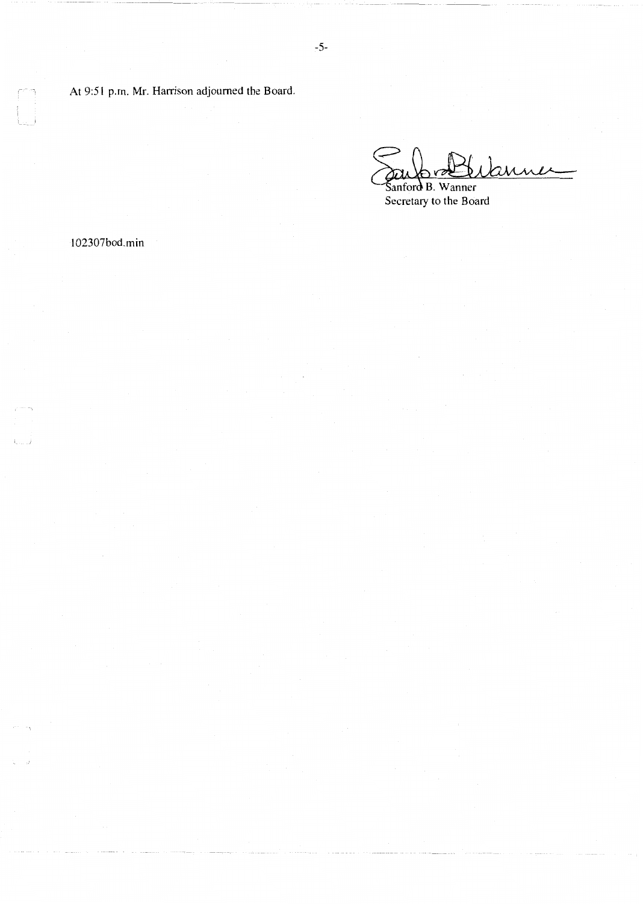At 9:51 p.m. Mr. Harrison adjourned the Board.

Sanford B. Wanner
Secretary to the Board

102307bod.min